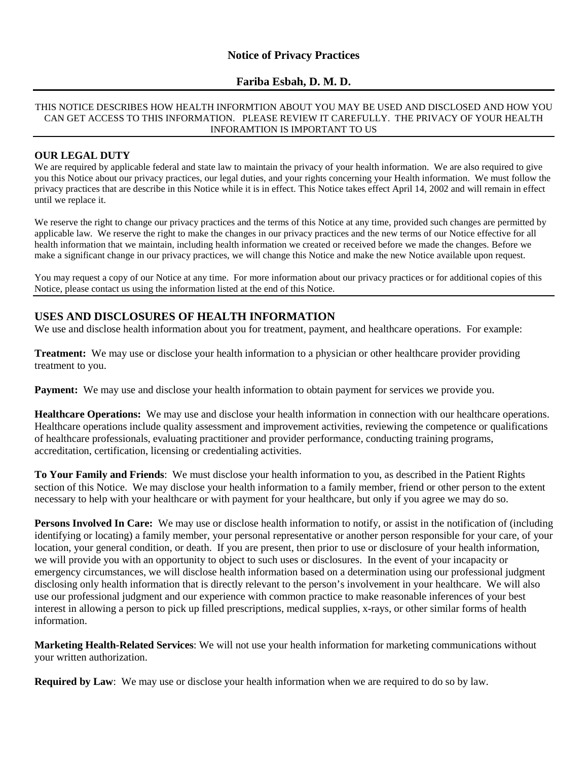# Notice of Privacy Practices

## Fariba Esbah, D. M. D.

THIS NOTICE DESCRIBES HOW HEALTH INFORMTION ABOUT YOU MAY BE USED AND DISCLOSED AND HOW YOU CAN GET ACCESS TO THIS INFORMATION. PLEASE REVIEW IT CAREFULLY. THE PRIVACY OF YOUR HEALTH INFORAMTION IS IMPORTANT TO US

### OUR LEGAL DUTY

We are required by applicable federal and state law to maintain the privacy of your health information. We are also required to give you this Notice about our privacy practices, our legal duties, and your rights concerning your Health information. We must follow the privacy practices that are describe in this Notice while it is in effect. This Notice takes effect April 14, 2002 and will remain in effect until we replace it.

We reserve the right to change our privacy practices and the terms of this Notice at any time, provided such changes are permitted by applicable law. We reserve the right to make the changes in our privacy practices and the new terms of our Notice effective for all health information that we maintain, including health information we created or received before we made the changes. Before we make a significant change in our privacy practices, we will change this Notice and make the new Notice available upon request.

You may request a copy of our Notice at any time. For more information about our privacy practices or for additional copies of this Notice, please contact us using the information listed at the end of this Notice.

## USES AND DISCLOSURES OF HEALTH INFORMATION

We use and disclose health information about you for treatment, payment, and healthcare operations. For example:

**Treatment:** We may use or disclose your health information to a physician or other healthcare provider providing treatment to you.

**Payment:** We may use and disclose your health information to obtain payment for services we provide you.

**Healthcare Operations:** We may use and disclose your health information in connection with our healthcare operations. Healthcare operations include quality assessment and improvement activities, reviewing the competence or qualifications of healthcare professionals, evaluating practitioner and provider performance, conducting training programs, accreditation, certification, licensing or credentialing activities.

**To Your Family and Friends**: We must disclose your health information to you, as described in the Patient Rights section of this Notice. We may disclose your health information to a family member, friend or other person to the extent necessary to help with your healthcare or with payment for your healthcare, but only if you agree we may do so.

**Persons Involved In Care:** We may use or disclose health information to notify, or assist in the notification of (including identifying or locating) a family member, your personal representative or another person responsible for your care, of your location, your general condition, or death. If you are present, then prior to use or disclosure of your health information, we will provide you with an opportunity to object to such uses or disclosures. In the event of your incapacity or emergency circumstances, we will disclose health information based on a determination using our professional judgment disclosing only health information that is directly relevant to the person's involvement in your healthcare. We will also use our professional judgment and our experience with common practice to make reasonable inferences of your best interest in allowing a person to pick up filled prescriptions, medical supplies, x-rays, or other similar forms of health information.

**Marketing Health-Related Services**: We will not use your health information for marketing communications without your written authorization.

**Required by Law**: We may use or disclose your health information when we are required to do so by law.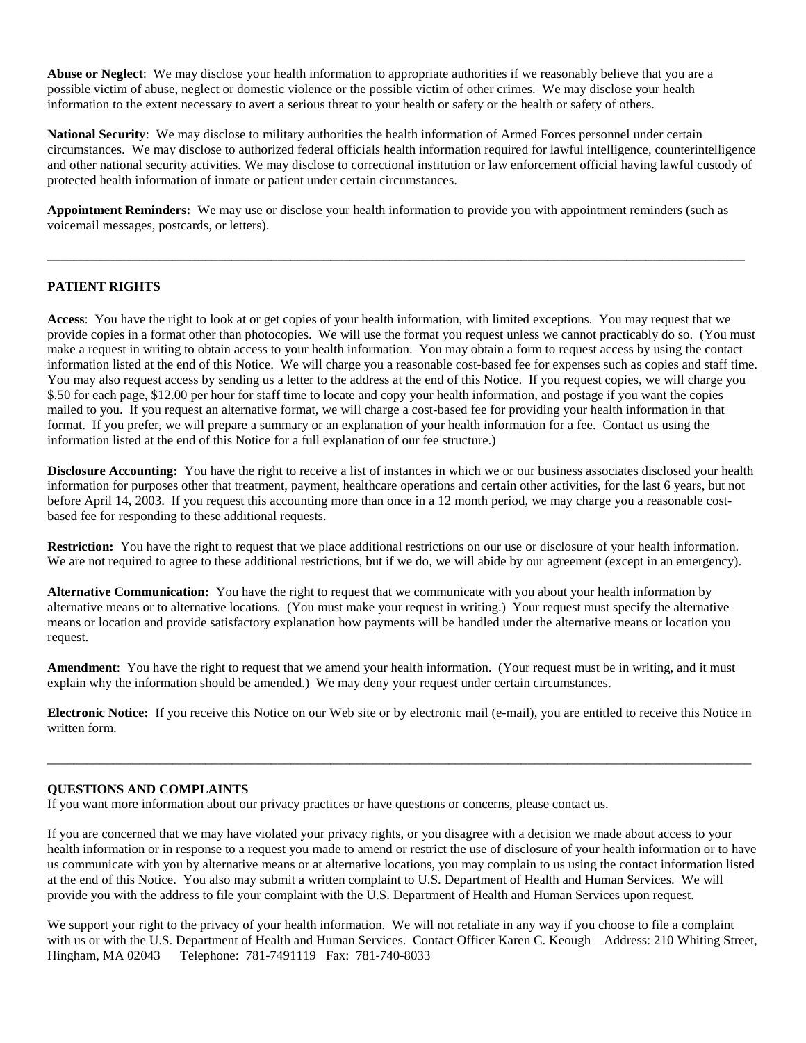**Abuse or Neglect**: We may disclose your health information to appropriate authorities if we reasonably believe that you are a possible victim of abuse, neglect or domestic violence or the possible victim of other crimes. We may disclose your health information to the extent necessary to avert a serious threat to your health or safety or the health or safety of others.

**National Security**: We may disclose to military authorities the health information of Armed Forces personnel under certain circumstances. We may disclose to authorized federal officials health information required for lawful intelligence, counterintelligence and other national security activities. We may disclose to correctional institution or law enforcement official having lawful custody of protected health information of inmate or patient under certain circumstances.

**Appointment Reminders:** We may use or disclose your health information to provide you with appointment reminders (such as voicemail messages, postcards, or letters).

---

## PATIENT RIGHTS

**Access**: You have the right to look at or get copies of your health information, with limited exceptions. You may request that we provide copies in a format other than photocopies. We will use the format you request unless we cannot practicably do so. (You must make a request in writing to obtain access to your health information. You may obtain a form to request access by using the contact information listed at the end of this Notice. We will charge you a reasonable cost-based fee for expenses such as copies and staff time. You may also request access by sending us a letter to the address at the end of this Notice. If you request copies, we will charge you $.50 for each page, $12.00 per hour for staff time to locate and copy your health information, and postage if you want the copies mailed to you. If you request an alternative format, we will charge a cost-based fee for providing your health information in that format. If you prefer, we will prepare a summary or an explanation of your health information for a fee. Contact us using the information listed at the end of this Notice for a full explanation of our fee structure.)

**Disclosure Accounting:** You have the right to receive a list of instances in which we or our business associates disclosed your health information for purposes other that treatment, payment, healthcare operations and certain other activities, for the last 6 years, but not before April 14, 2003. If you request this accounting more than once in a 12 month period, we may charge you a reasonable cost-based fee for responding to these additional requests.

**Restriction:** You have the right to request that we place additional restrictions on our use or disclosure of your health information. We are not required to agree to these additional restrictions, but if we do, we will abide by our agreement (except in an emergency).

**Alternative Communication:** You have the right to request that we communicate with you about your health information by alternative means or to alternative locations. (You must make your request in writing.) Your request must specify the alternative means or location and provide satisfactory explanation how payments will be handled under the alternative means or location you request.

**Amendment**: You have the right to request that we amend your health information. (Your request must be in writing, and it must explain why the information should be amended.) We may deny your request under certain circumstances.

**Electronic Notice:** If you receive this Notice on our Web site or by electronic mail (e-mail), you are entitled to receive this Notice in written form.

---

## QUESTIONS AND COMPLAINTS

If you want more information about our privacy practices or have questions or concerns, please contact us.

If you are concerned that we may have violated your privacy rights, or you disagree with a decision we made about access to your health information or in response to a request you made to amend or restrict the use of disclosure of your health information or to have us communicate with you by alternative means or at alternative locations, you may complain to us using the contact information listed at the end of this Notice. You also may submit a written complaint to U.S. Department of Health and Human Services. We will provide you with the address to file your complaint with the U.S. Department of Health and Human Services upon request.

We support your right to the privacy of your health information. We will not retaliate in any way if you choose to file a complaint with us or with the U.S. Department of Health and Human Services. Contact Officer Karen C. Keough Address: 210 Whiting Street, Hingham, MA 02043 Telephone: 781-7491119 Fax: 781-740-8033